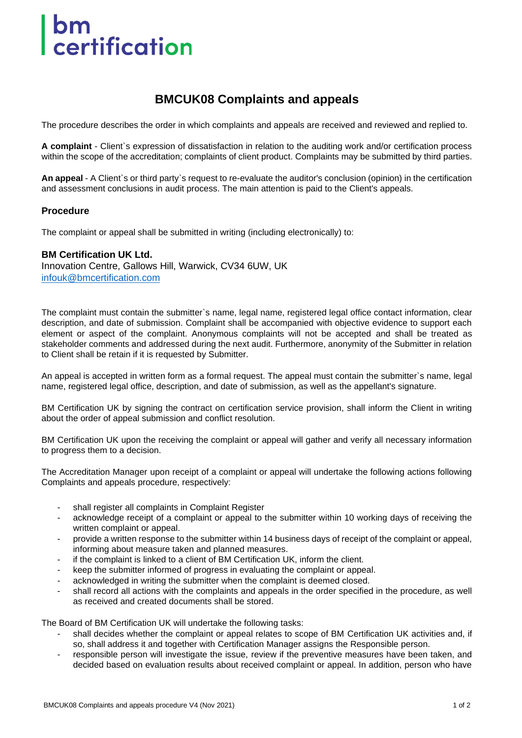# BMCUK08 Complaints and appeals

The procedure describes the order in which complaints and appeals are received and reviewed and replied to.

**A complaint** - Client`s expression of dissatisfaction in relation to the auditing work and/or certification process within the scope of the accreditation; complaints of client product. Complaints may be submitted by third parties.

**An appeal** - A Client`s or third party`s request to re-evaluate the auditor's conclusion (opinion) in the certification and assessment conclusions in audit process. The main attention is paid to the Client's appeals.

## Procedure

The complaint or appeal shall be submitted in writing (including electronically) to:

**BM Certification UK Ltd.**
Innovation Centre, Gallows Hill, Warwick, CV34 6UW, UK
infouk@bmcertification.com

The complaint must contain the submitter`s name, legal name, registered legal office contact information, clear description, and date of submission. Complaint shall be accompanied with objective evidence to support each element or aspect of the complaint. Anonymous complaints will not be accepted and shall be treated as stakeholder comments and addressed during the next audit. Furthermore, anonymity of the Submitter in relation to Client shall be retain if it is requested by Submitter.

An appeal is accepted in written form as a formal request. The appeal must contain the submitter`s name, legal name, registered legal office, description, and date of submission, as well as the appellant's signature.

BM Certification UK by signing the contract on certification service provision, shall inform the Client in writing about the order of appeal submission and conflict resolution.

BM Certification UK upon the receiving the complaint or appeal will gather and verify all necessary information to progress them to a decision.

The Accreditation Manager upon receipt of a complaint or appeal will undertake the following actions following Complaints and appeals procedure, respectively:

- shall register all complaints in Complaint Register
- acknowledge receipt of a complaint or appeal to the submitter within 10 working days of receiving the written complaint or appeal.
- provide a written response to the submitter within 14 business days of receipt of the complaint or appeal, informing about measure taken and planned measures.
- if the complaint is linked to a client of BM Certification UK, inform the client.
- keep the submitter informed of progress in evaluating the complaint or appeal.
- acknowledged in writing the submitter when the complaint is deemed closed.
- shall record all actions with the complaints and appeals in the order specified in the procedure, as well as received and created documents shall be stored.

The Board of BM Certification UK will undertake the following tasks:

- shall decides whether the complaint or appeal relates to scope of BM Certification UK activities and, if so, shall address it and together with Certification Manager assigns the Responsible person.
- responsible person will investigate the issue, review if the preventive measures have been taken, and decided based on evaluation results about received complaint or appeal. In addition, person who have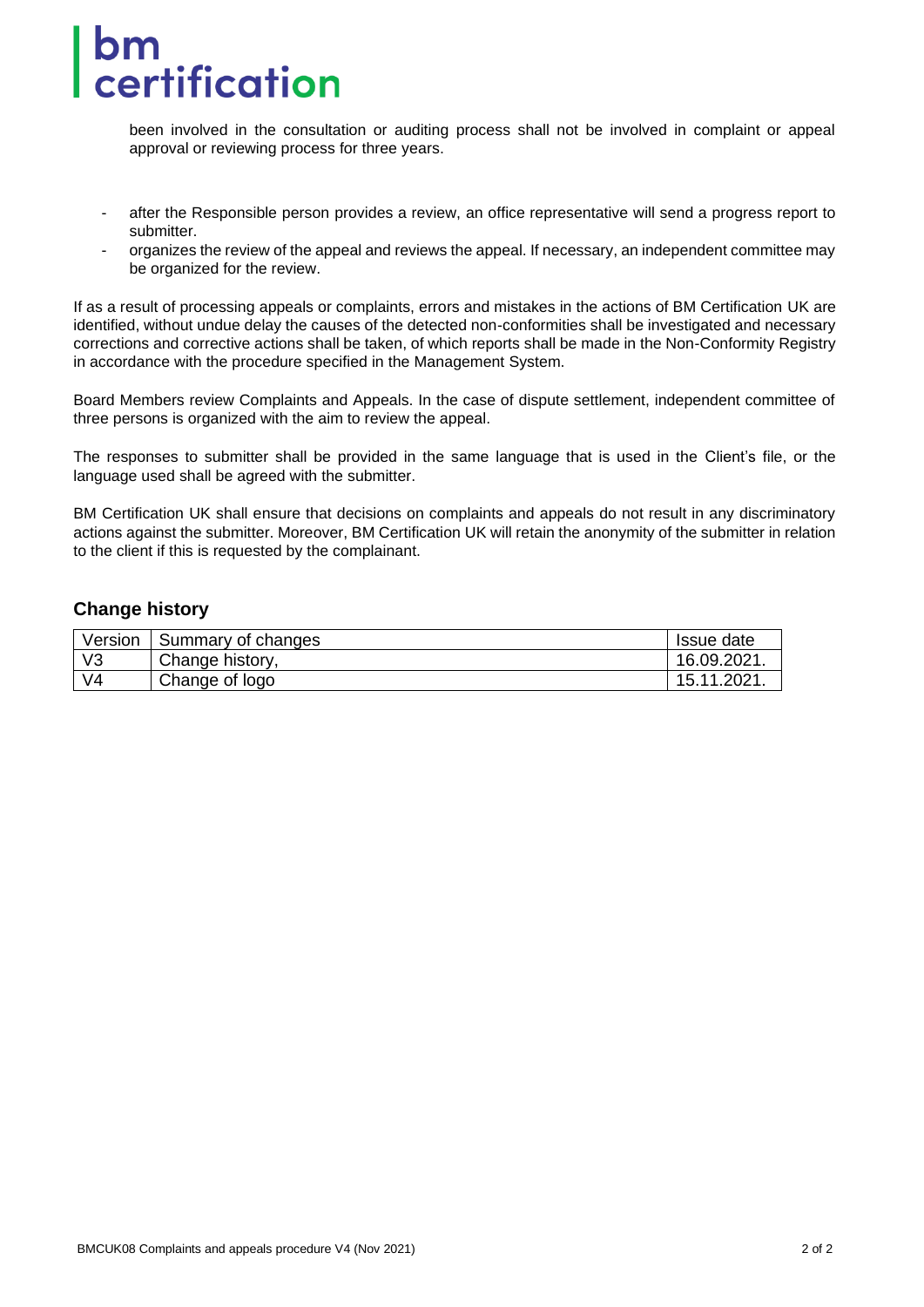been involved in the consultation or auditing process shall not be involved in complaint or appeal approval or reviewing process for three years.

- after the Responsible person provides a review, an office representative will send a progress report to submitter.
- organizes the review of the appeal and reviews the appeal. If necessary, an independent committee may be organized for the review.

If as a result of processing appeals or complaints, errors and mistakes in the actions of BM Certification UK are identified, without undue delay the causes of the detected non-conformities shall be investigated and necessary corrections and corrective actions shall be taken, of which reports shall be made in the Non-Conformity Registry in accordance with the procedure specified in the Management System.

Board Members review Complaints and Appeals. In the case of dispute settlement, independent committee of three persons is organized with the aim to review the appeal.

The responses to submitter shall be provided in the same language that is used in the Client's file, or the language used shall be agreed with the submitter.

BM Certification UK shall ensure that decisions on complaints and appeals do not result in any discriminatory actions against the submitter. Moreover, BM Certification UK will retain the anonymity of the submitter in relation to the client if this is requested by the complainant.

## Change history

| Version | Summary of changes | Issue date |
|---|---|---|
| V3 | Change history, | 16.09.2021. |
| V4 | Change of logo | 15.11.2021. |